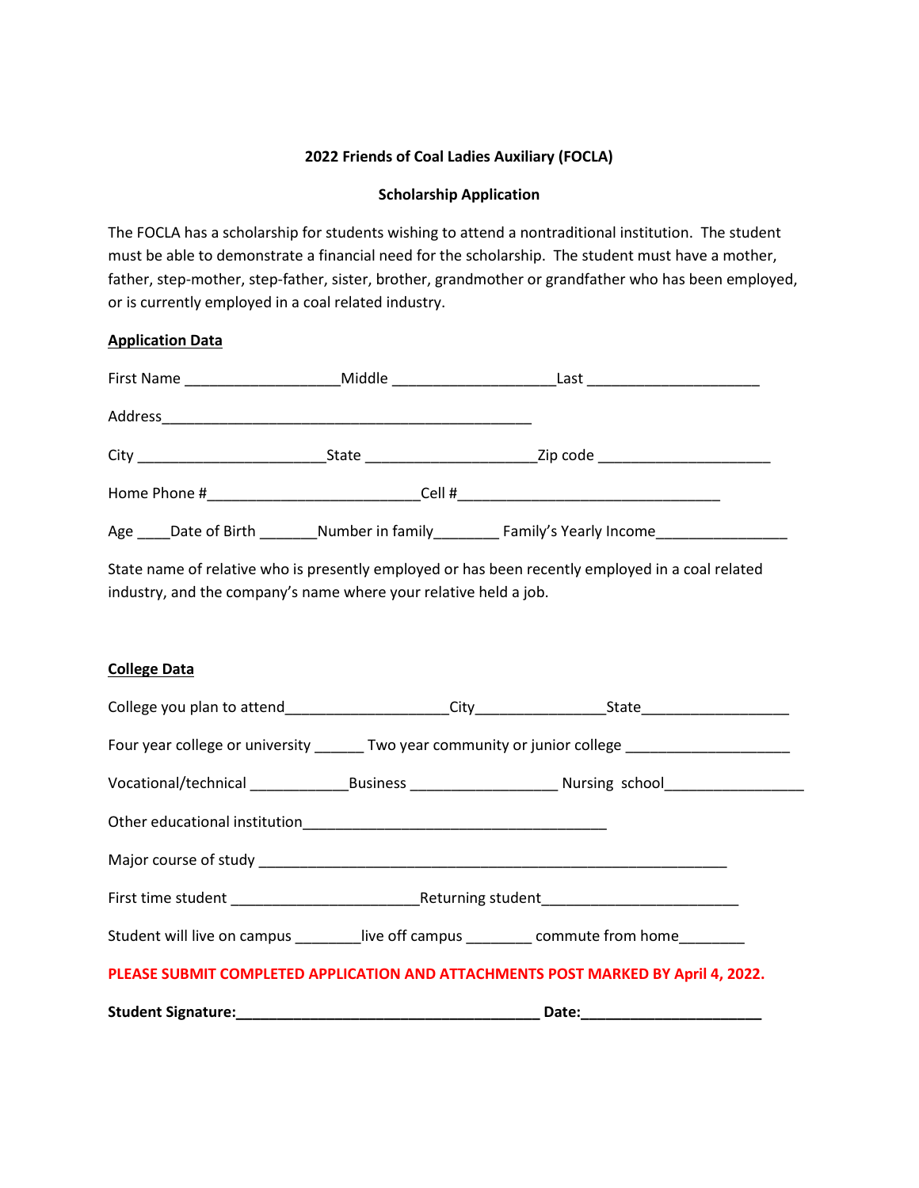**2022 Friends of Coal Ladies Auxiliary (FOCLA)**

**Scholarship Application**

The FOCLA has a scholarship for students wishing to attend a nontraditional institution. The student must be able to demonstrate a financial need for the scholarship. The student must have a mother, father, step-mother, step-father, sister, brother, grandmother or grandfather who has been employed, or is currently employed in a coal related industry.

**Application Data**

First Name ___________________Middle ____________________Last _____________________

Address_______________________________________________

City _______________________State _____________________Zip code _____________________

Home Phone #__________________________Cell #________________________________

Age ____Date of Birth _______Number in family________ Family's Yearly Income________________

State name of relative who is presently employed or has been recently employed in a coal related industry, and the company's name where your relative held a job.

**College Data**

College you plan to attend____________________City________________State__________________

Four year college or university ______ Two year community or junior college ____________________

Vocational/technical ____________Business __________________ Nursing school_________________

Other educational institution_____________________________________

Major course of study ___________________________________________________________

First time student _______________________Returning student________________________

Student will live on campus ________live off campus ________ commute from home________

**PLEASE SUBMIT COMPLETED APPLICATION AND ATTACHMENTS POST MARKED BY April 4, 2022.**

**Student Signature:_____________________________________ Date:______________________**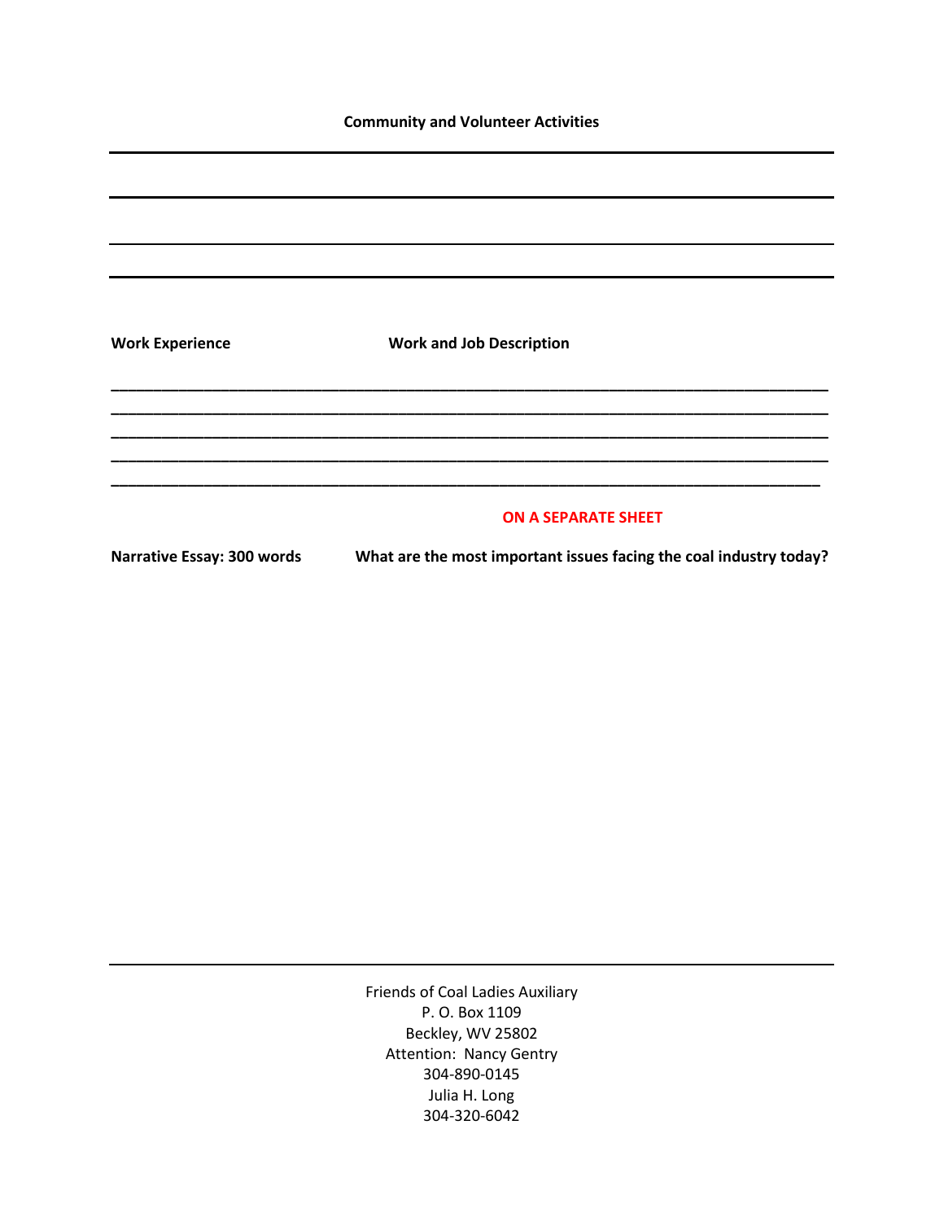**Community and Volunteer Activities**

---

---

---

---

**Work Experience** **Work and Job Description**

\_\_\_\_\_\_\_\_\_\_\_\_\_\_\_\_\_\_\_\_\_\_\_\_\_\_\_\_\_\_\_\_\_\_\_\_\_\_\_\_\_\_\_\_\_\_\_\_\_\_\_\_\_\_\_\_\_\_\_\_\_\_\_\_\_\_\_\_\_\_\_\_\_\_\_\_\_\_\_\_

\_\_\_\_\_\_\_\_\_\_\_\_\_\_\_\_\_\_\_\_\_\_\_\_\_\_\_\_\_\_\_\_\_\_\_\_\_\_\_\_\_\_\_\_\_\_\_\_\_\_\_\_\_\_\_\_\_\_\_\_\_\_\_\_\_\_\_\_\_\_\_\_\_\_\_\_\_\_\_\_

\_\_\_\_\_\_\_\_\_\_\_\_\_\_\_\_\_\_\_\_\_\_\_\_\_\_\_\_\_\_\_\_\_\_\_\_\_\_\_\_\_\_\_\_\_\_\_\_\_\_\_\_\_\_\_\_\_\_\_\_\_\_\_\_\_\_\_\_\_\_\_\_\_\_\_\_\_\_\_\_

\_\_\_\_\_\_\_\_\_\_\_\_\_\_\_\_\_\_\_\_\_\_\_\_\_\_\_\_\_\_\_\_\_\_\_\_\_\_\_\_\_\_\_\_\_\_\_\_\_\_\_\_\_\_\_\_\_\_\_\_\_\_\_\_\_\_\_\_\_\_\_\_\_\_\_\_\_\_\_\_

\_\_\_\_\_\_\_\_\_\_\_\_\_\_\_\_\_\_\_\_\_\_\_\_\_\_\_\_\_\_\_\_\_\_\_\_\_\_\_\_\_\_\_\_\_\_\_\_\_\_\_\_\_\_\_\_\_\_\_\_\_\_\_\_\_\_\_\_\_\_\_\_\_\_\_\_\_\_\_\_

**ON A SEPARATE SHEET**

**Narrative Essay: 300 words** **What are the most important issues facing the coal industry today?**

---

Friends of Coal Ladies Auxiliary
P. O. Box 1109
Beckley, WV 25802
Attention: Nancy Gentry
304-890-0145
Julia H. Long
304-320-6042